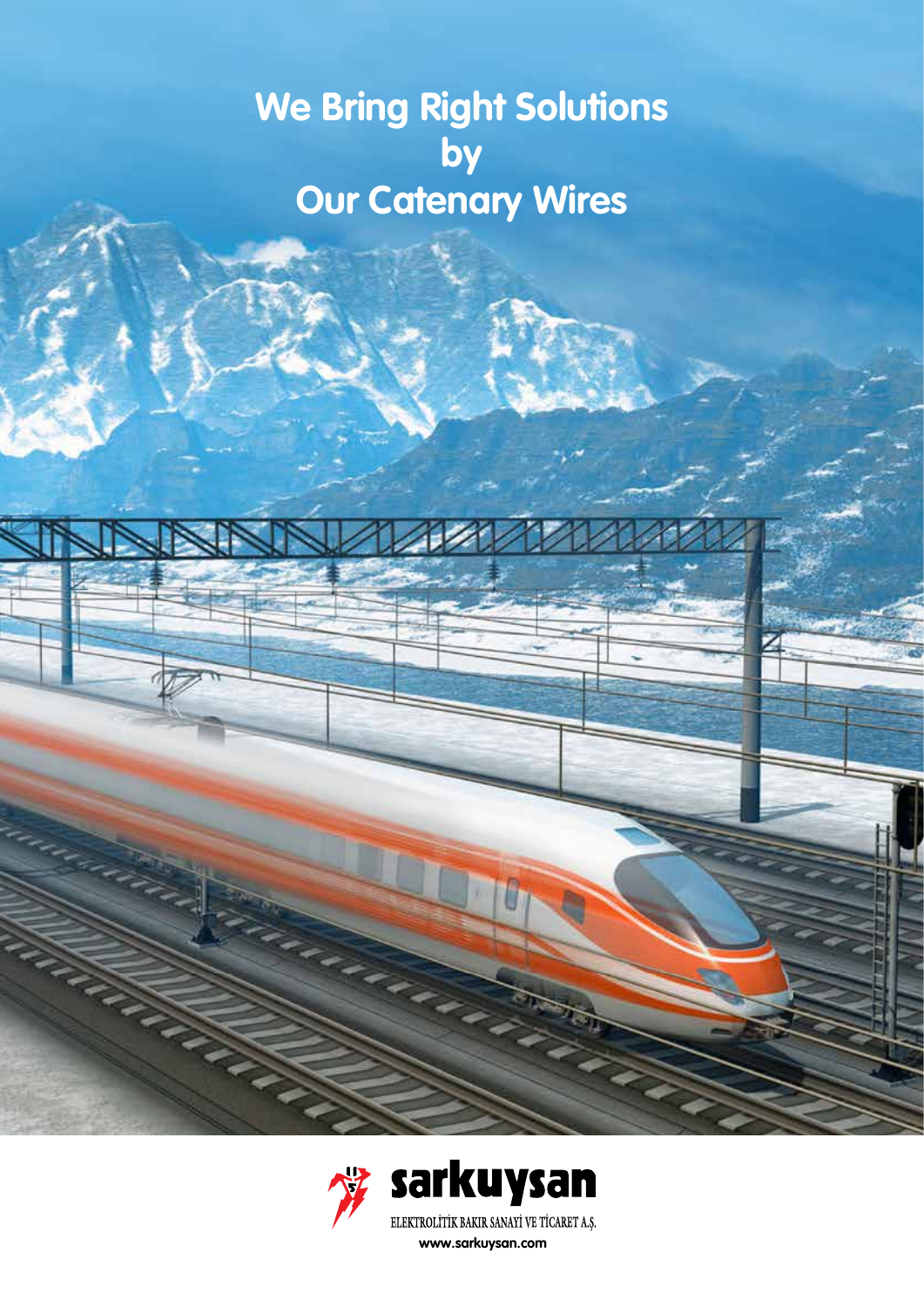# We Bring Right Solutions by Our Catenary Wires

**sarkuysan**

ELEKTROLİTİK BAKIR SANAYİ VE TİCARET A.Ş.

www.sarkuysan.com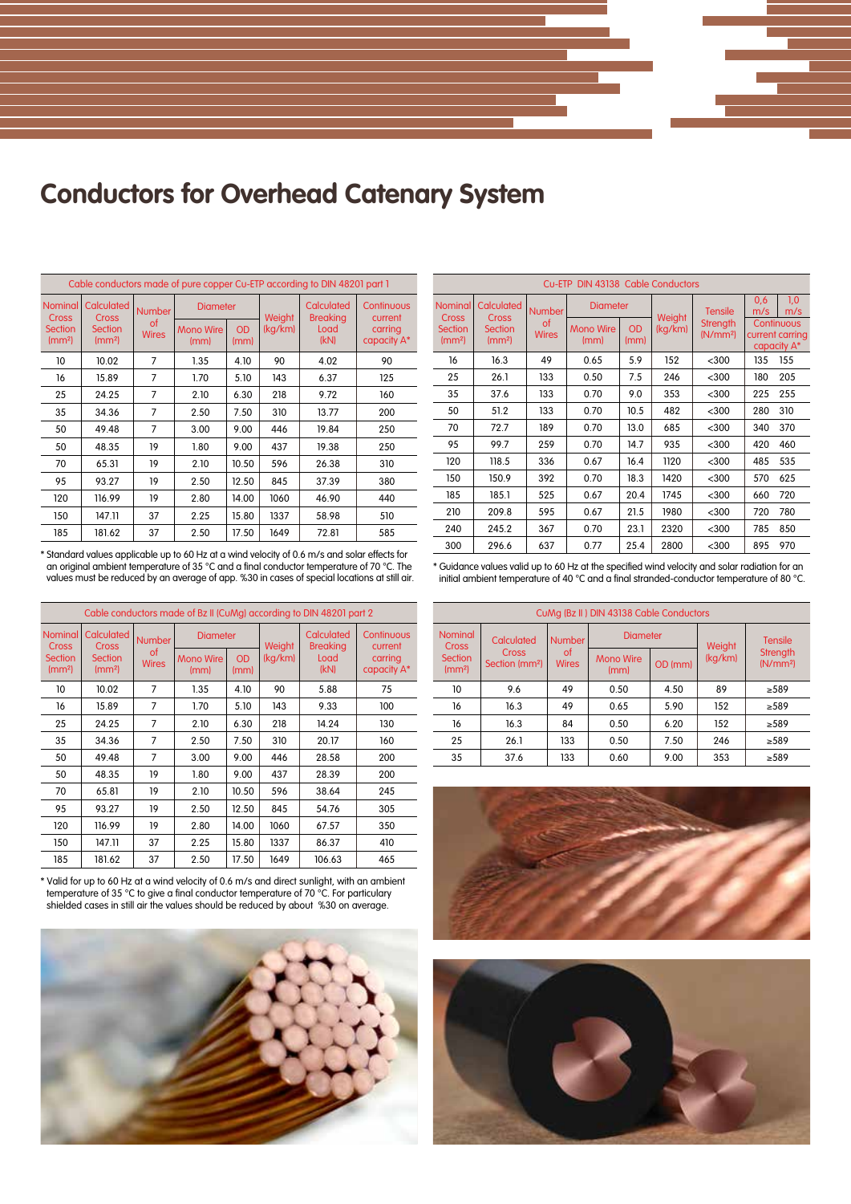# Conductors for Overhead Catenary System

| Cable conductors made of pure copper Cu-ETP according to DIN 48201 part 1 | | | | | | | |
|---|---|---|---|---|---|---|---|
| Nominal Cross Section (mm²) | Calculated Cross Section (mm²) | Number of Wires | Diameter | | Weight (kg/km) | Calculated Breaking Load (kN) | Continuous current carring capacity A* |
| | | | Mono Wire (mm) | OD (mm) | | | |
| 10 | 10.02 | 7 | 1.35 | 4.10 | 90 | 4.02 | 90 |
| 16 | 15.89 | 7 | 1.70 | 5.10 | 143 | 6.37 | 125 |
| 25 | 24.25 | 7 | 2.10 | 6.30 | 218 | 9.72 | 160 |
| 35 | 34.36 | 7 | 2.50 | 7.50 | 310 | 13.77 | 200 |
| 50 | 49.48 | 7 | 3.00 | 9.00 | 446 | 19.84 | 250 |
| 50 | 48.35 | 19 | 1.80 | 9.00 | 437 | 19.38 | 250 |
| 70 | 65.31 | 19 | 2.10 | 10.50 | 596 | 26.38 | 310 |
| 95 | 93.27 | 19 | 2.50 | 12.50 | 845 | 37.39 | 380 |
| 120 | 116.99 | 19 | 2.80 | 14.00 | 1060 | 46.90 | 440 |
| 150 | 147.11 | 37 | 2.25 | 15.80 | 1337 | 58.98 | 510 |
| 185 | 181.62 | 37 | 2.50 | 17.50 | 1649 | 72.81 | 585 |

* Standard values applicable up to 60 Hz at a wind velocity of 0.6 m/s and solar effects for an original ambient temperature of 35 °C and a final conductor temperature of 70 °C. The values must be reduced by an average of app. %30 in cases of special locations at still air.

| Cu-ETP DIN 43138 Cable Conductors | | | | | | | | |
|---|---|---|---|---|---|---|---|---|
| Nominal Cross Section (mm²) | Calculated Cross Section (mm²) | Number of Wires | Diameter | | Weight (kg/km) | Tensile Strength (N/mm²) | 0,6 m/s | 1,0 m/s |
| | | | Mono Wire (mm) | OD (mm) | | | Continuous current carring capacity A* | |
| 16 | 16.3 | 49 | 0.65 | 5.9 | 152 | <300 | 135 | 155 |
| 25 | 26.1 | 133 | 0.50 | 7.5 | 246 | <300 | 180 | 205 |
| 35 | 37.6 | 133 | 0.70 | 9.0 | 353 | <300 | 225 | 255 |
| 50 | 51.2 | 133 | 0.70 | 10.5 | 482 | <300 | 280 | 310 |
| 70 | 72.7 | 189 | 0.70 | 13.0 | 685 | <300 | 340 | 370 |
| 95 | 99.7 | 259 | 0.70 | 14.7 | 935 | <300 | 420 | 460 |
| 120 | 118.5 | 336 | 0.67 | 16.4 | 1120 | <300 | 485 | 535 |
| 150 | 150.9 | 392 | 0.70 | 18.3 | 1420 | <300 | 570 | 625 |
| 185 | 185.1 | 525 | 0.67 | 20.4 | 1745 | <300 | 660 | 720 |
| 210 | 209.8 | 595 | 0.67 | 21.5 | 1980 | <300 | 720 | 780 |
| 240 | 245.2 | 367 | 0.70 | 23.1 | 2320 | <300 | 785 | 850 |
| 300 | 296.6 | 637 | 0.77 | 25.4 | 2800 | <300 | 895 | 970 |

* Guidance values valid up to 60 Hz at the specified wind velocity and solar radiation for an initial ambient temperature of 40 °C and a final stranded-conductor temperature of 80 °C.

| Cable conductors made of Bz II (CuMg) according to DIN 48201 part 2 | | | | | | | |
|---|---|---|---|---|---|---|---|
| Nominal Cross Section (mm²) | Calculated Cross Section (mm²) | Number of Wires | Diameter | | Weight (kg/km) | Calculated Breaking Load (kN) | Continuous current carring capacity A* |
| | | | Mono Wire (mm) | OD (mm) | | | |
| 10 | 10.02 | 7 | 1.35 | 4.10 | 90 | 5.88 | 75 |
| 16 | 15.89 | 7 | 1.70 | 5.10 | 143 | 9.33 | 100 |
| 25 | 24.25 | 7 | 2.10 | 6.30 | 218 | 14.24 | 130 |
| 35 | 34.36 | 7 | 2.50 | 7.50 | 310 | 20.17 | 160 |
| 50 | 49.48 | 7 | 3.00 | 9.00 | 446 | 28.58 | 200 |
| 50 | 48.35 | 19 | 1.80 | 9.00 | 437 | 28.39 | 200 |
| 70 | 65.81 | 19 | 2.10 | 10.50 | 596 | 38.64 | 245 |
| 95 | 93.27 | 19 | 2.50 | 12.50 | 845 | 54.76 | 305 |
| 120 | 116.99 | 19 | 2.80 | 14.00 | 1060 | 67.57 | 350 |
| 150 | 147.11 | 37 | 2.25 | 15.80 | 1337 | 86.37 | 410 |
| 185 | 181.62 | 37 | 2.50 | 17.50 | 1649 | 106.63 | 465 |

* Valid for up to 60 Hz at a wind velocity of 0.6 m/s and direct sunlight, with an ambient temperature of 35 °C to give a final conductor temperature of 70 °C. For particulary shielded cases in still air the values should be reduced by about %30 on average.

| CuMg (Bz II ) DIN 43138 Cable Conductors | | | | | | |
|---|---|---|---|---|---|---|
| Nominal Cross Section (mm²) | Calculated Cross Section (mm²) | Number of Wires | Diameter | | Weight (kg/km) | Tensile Strength (N/mm²) |
| | | | Mono Wire (mm) | OD (mm) | | |
| 10 | 9.6 | 49 | 0.50 | 4.50 | 89 | ≥589 |
| 16 | 16.3 | 49 | 0.65 | 5.90 | 152 | ≥589 |
| 16 | 16.3 | 84 | 0.50 | 6.20 | 152 | ≥589 |
| 25 | 26.1 | 133 | 0.50 | 7.50 | 246 | ≥589 |
| 35 | 37.6 | 133 | 0.60 | 9.00 | 353 | ≥589 |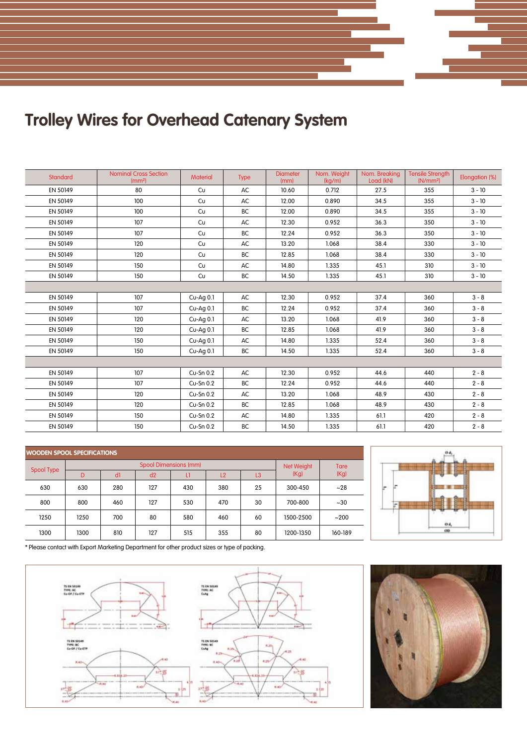# Trolley Wires for Overhead Catenary System

| Standard | Nominal Cross Section (mm²) | Material | Type | Diameter (mm) | Nom. Weight (kg/m) | Nom. Breaking Load (kN) | Tensile Strength (N/mm²) | Elongation (%) |
|---|---|---|---|---|---|---|---|---|
| EN 50149 | 80 | Cu | AC | 10.60 | 0.712 | 27.5 | 355 | 3 - 10 |
| EN 50149 | 100 | Cu | AC | 12.00 | 0.890 | 34.5 | 355 | 3 - 10 |
| EN 50149 | 100 | Cu | BC | 12.00 | 0.890 | 34.5 | 355 | 3 - 10 |
| EN 50149 | 107 | Cu | AC | 12.30 | 0.952 | 36.3 | 350 | 3 - 10 |
| EN 50149 | 107 | Cu | BC | 12.24 | 0.952 | 36.3 | 350 | 3 - 10 |
| EN 50149 | 120 | Cu | AC | 13.20 | 1.068 | 38.4 | 330 | 3 - 10 |
| EN 50149 | 120 | Cu | BC | 12.85 | 1.068 | 38.4 | 330 | 3 - 10 |
| EN 50149 | 150 | Cu | AC | 14.80 | 1.335 | 45.1 | 310 | 3 - 10 |
| EN 50149 | 150 | Cu | BC | 14.50 | 1.335 | 45.1 | 310 | 3 - 10 |
| | | | | | | | | |
| EN 50149 | 107 | Cu-Ag 0.1 | AC | 12.30 | 0.952 | 37.4 | 360 | 3 - 8 |
| EN 50149 | 107 | Cu-Ag 0.1 | BC | 12.24 | 0.952 | 37.4 | 360 | 3 - 8 |
| EN 50149 | 120 | Cu-Ag 0.1 | AC | 13.20 | 1.068 | 41.9 | 360 | 3 - 8 |
| EN 50149 | 120 | Cu-Ag 0.1 | BC | 12.85 | 1.068 | 41.9 | 360 | 3 - 8 |
| EN 50149 | 150 | Cu-Ag 0.1 | AC | 14.80 | 1.335 | 52.4 | 360 | 3 - 8 |
| EN 50149 | 150 | Cu-Ag 0.1 | BC | 14.50 | 1.335 | 52.4 | 360 | 3 - 8 |
| | | | | | | | | |
| EN 50149 | 107 | Cu-Sn 0.2 | AC | 12.30 | 0.952 | 44.6 | 440 | 2 - 8 |
| EN 50149 | 107 | Cu-Sn 0.2 | BC | 12.24 | 0.952 | 44.6 | 440 | 2 - 8 |
| EN 50149 | 120 | Cu-Sn 0.2 | AC | 13.20 | 1.068 | 48.9 | 430 | 2 - 8 |
| EN 50149 | 120 | Cu-Sn 0.2 | BC | 12.85 | 1.068 | 48.9 | 430 | 2 - 8 |
| EN 50149 | 150 | Cu-Sn 0.2 | AC | 14.80 | 1.335 | 61.1 | 420 | 2 - 8 |
| EN 50149 | 150 | Cu-Sn 0.2 | BC | 14.50 | 1.335 | 61.1 | 420 | 2 - 8 |

**WOODEN SPOOL SPECIFICATIONS**

| Spool Type | Spool Dimensions (mm) | | | | | | Net Weight (Kg) | Tare (Kg) |
|---|---|---|---|---|---|---|---|---|
| | D | d1 | d2 | L1 | L2 | L3 | | |
| 630 | 630 | 280 | 127 | 430 | 380 | 25 | 300-450 | ~28 |
| 800 | 800 | 460 | 127 | 530 | 470 | 30 | 700-800 | ~30 |
| 1250 | 1250 | 700 | 80 | 580 | 460 | 60 | 1500-2500 | ~200 |
| 1300 | 1300 | 810 | 127 | 515 | 355 | 80 | 1200-1350 | 160-189 |

* Please contact with Export Marketing Department for other product sizes or type of packing.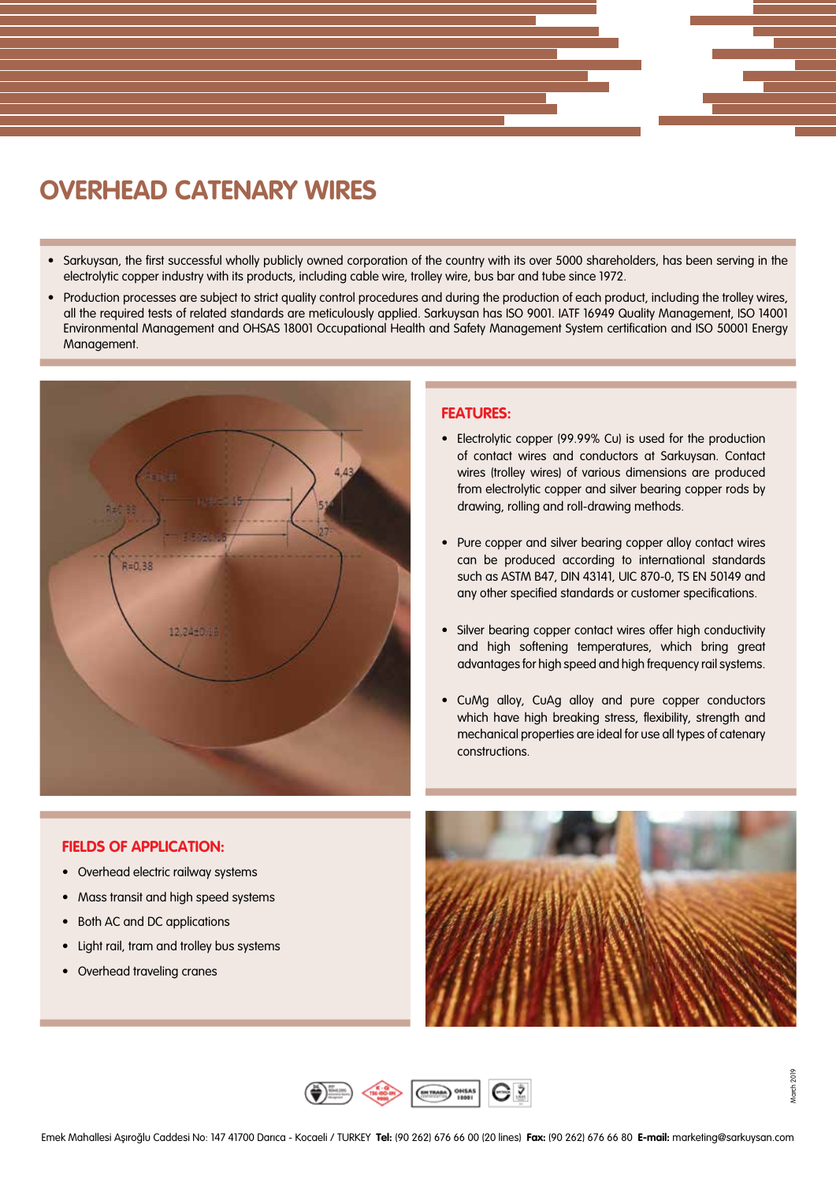# OVERHEAD CATENARY WIRES

- Sarkuysan, the first successful wholly publicly owned corporation of the country with its over 5000 shareholders, has been serving in the electrolytic copper industry with its products, including cable wire, trolley wire, bus bar and tube since 1972.
- Production processes are subject to strict quality control procedures and during the production of each product, including the trolley wires, all the required tests of related standards are meticulously applied. Sarkuysan has ISO 9001. IATF 16949 Quality Management, ISO 14001 Environmental Management and OHSAS 18001 Occupational Health and Safety Management System certification and ISO 50001 Energy Management.

## FEATURES:

- Electrolytic copper (99.99% Cu) is used for the production of contact wires and conductors at Sarkuysan. Contact wires (trolley wires) of various dimensions are produced from electrolytic copper and silver bearing copper rods by drawing, rolling and roll-drawing methods.
- Pure copper and silver bearing copper alloy contact wires can be produced according to international standards such as ASTM B47, DIN 43141, UIC 870-0, TS EN 50149 and any other specified standards or customer specifications.
- Silver bearing copper contact wires offer high conductivity and high softening temperatures, which bring great advantages for high speed and high frequency rail systems.
- CuMg alloy, CuAg alloy and pure copper conductors which have high breaking stress, flexibility, strength and mechanical properties are ideal for use all types of catenary constructions.

## FIELDS OF APPLICATION:

- Overhead electric railway systems
- Mass transit and high speed systems
- Both AC and DC applications
- Light rail, tram and trolley bus systems
- Overhead traveling cranes

March 2019

Emek Mahallesi Aşıroğlu Caddesi No: 147 41700 Darıca - Kocaeli / TURKEY **Tel:** (90 262) 676 66 00 (20 lines) **Fax:** (90 262) 676 66 80 **E-mail:** marketing@sarkuysan.com